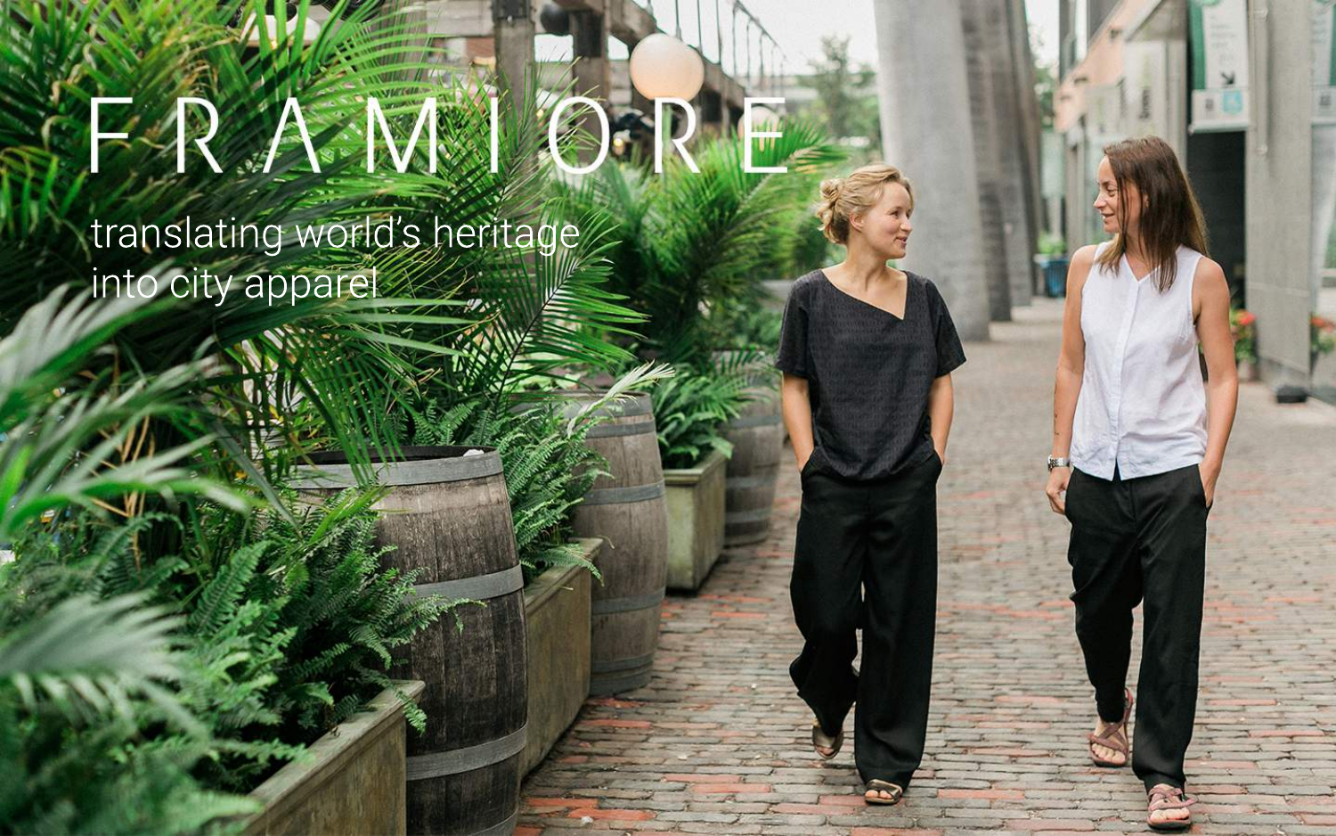# FRAMIORE

translating world's heritage
into city apparel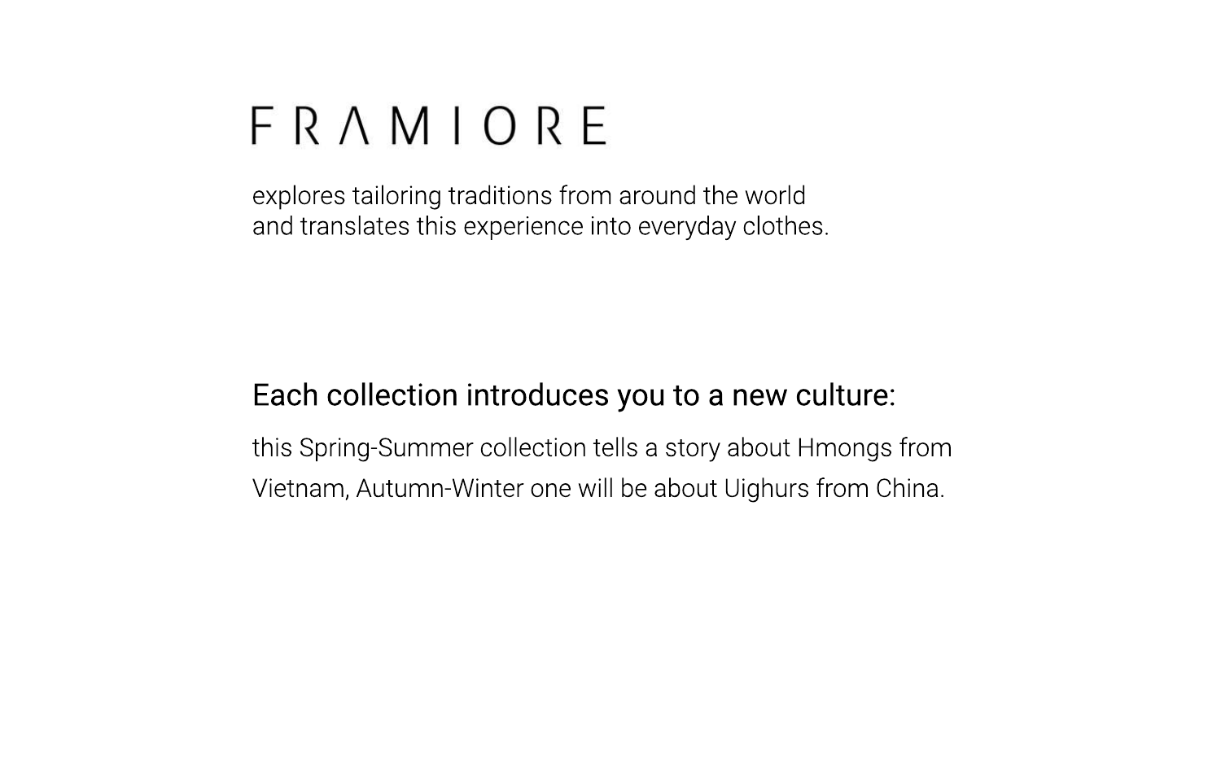# FRAMIORE

explores tailoring traditions from around the world
and translates this experience into everyday clothes.

## Each collection introduces you to a new culture:

this Spring-Summer collection tells a story about Hmongs from Vietnam, Autumn-Winter one will be about Uighurs from China.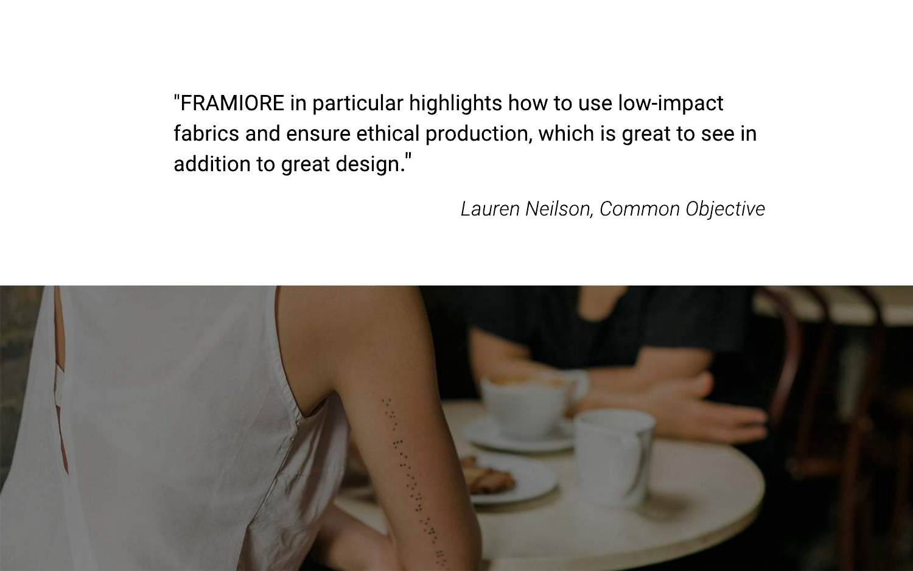"FRAMIORE in particular highlights how to use low-impact fabrics and ensure ethical production, which is great to see in addition to great design."

*Lauren Neilson, Common Objective*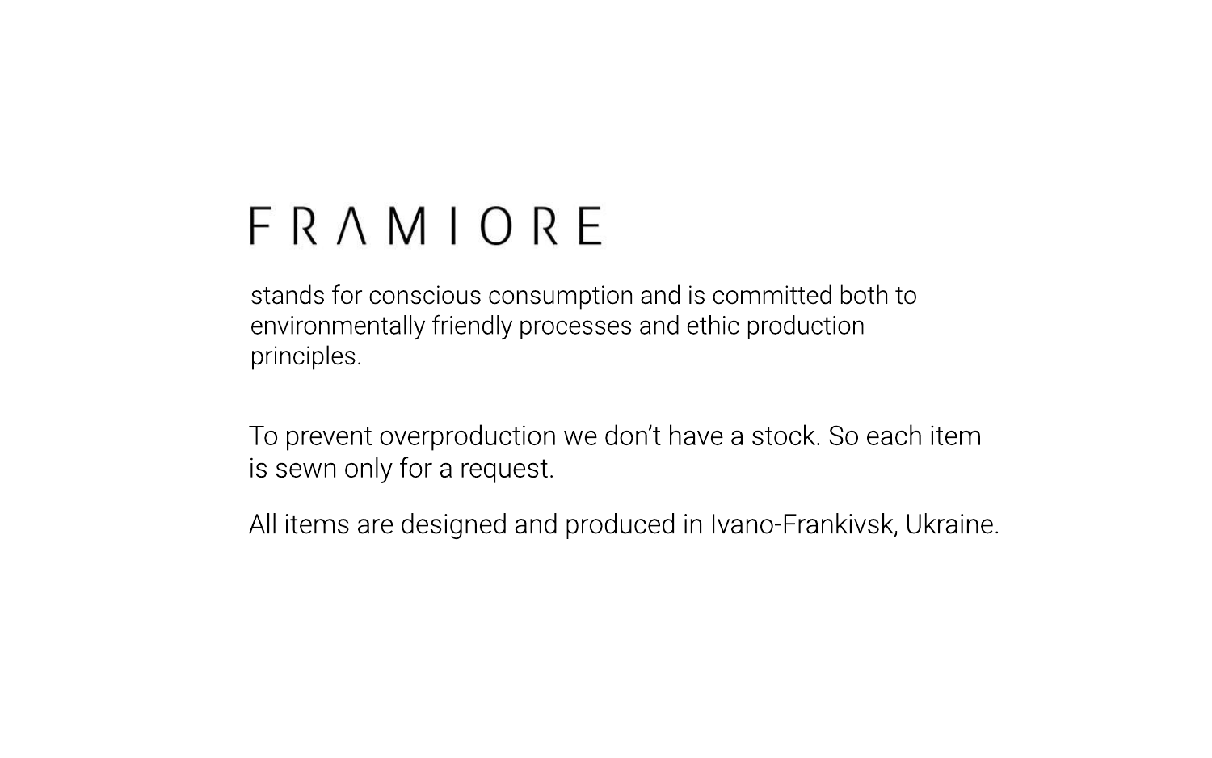# FRAMIORE

stands for conscious consumption and is committed both to environmentally friendly processes and ethic production principles.

To prevent overproduction we don’t have a stock. So each item is sewn only for a request.

All items are designed and produced in Ivano-Frankivsk, Ukraine.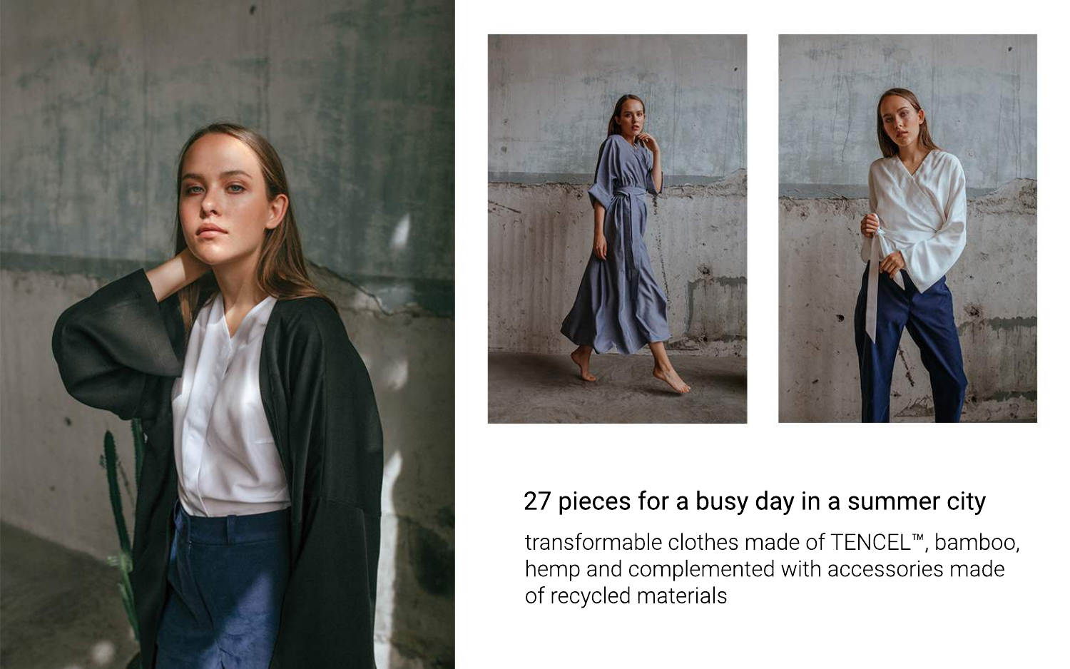## 27 pieces for a busy day in a summer city

transformable clothes made of TENCEL™, bamboo, hemp and complemented with accessories made of recycled materials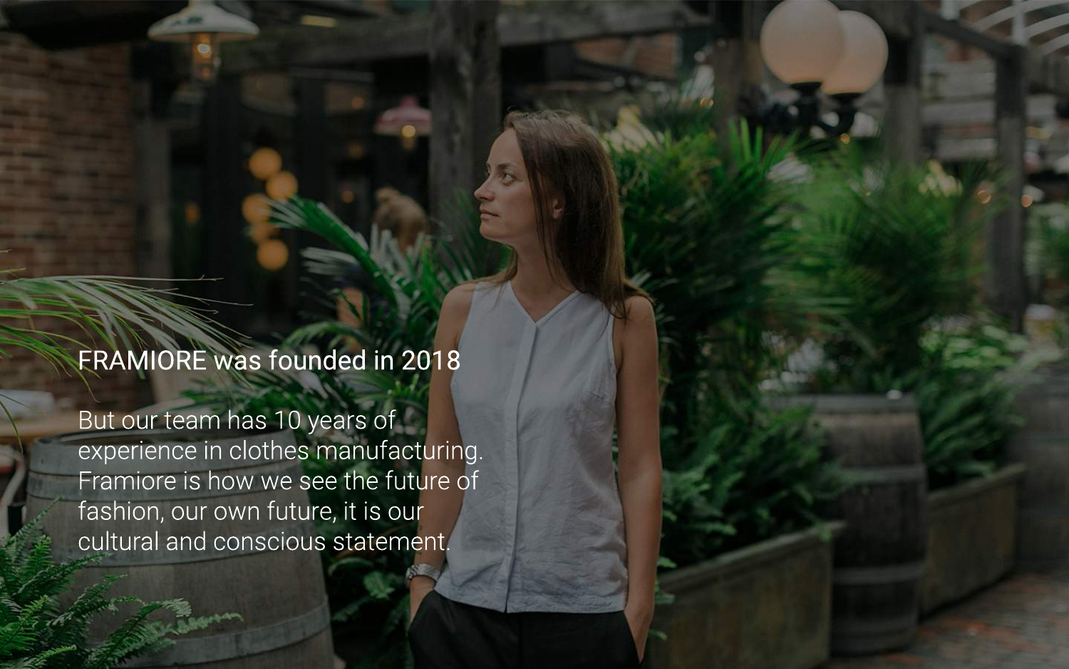## FRAMIORE was founded in 2018

But our team has 10 years of experience in clothes manufacturing. Framiore is how we see the future of fashion, our own future, it is our cultural and conscious statement.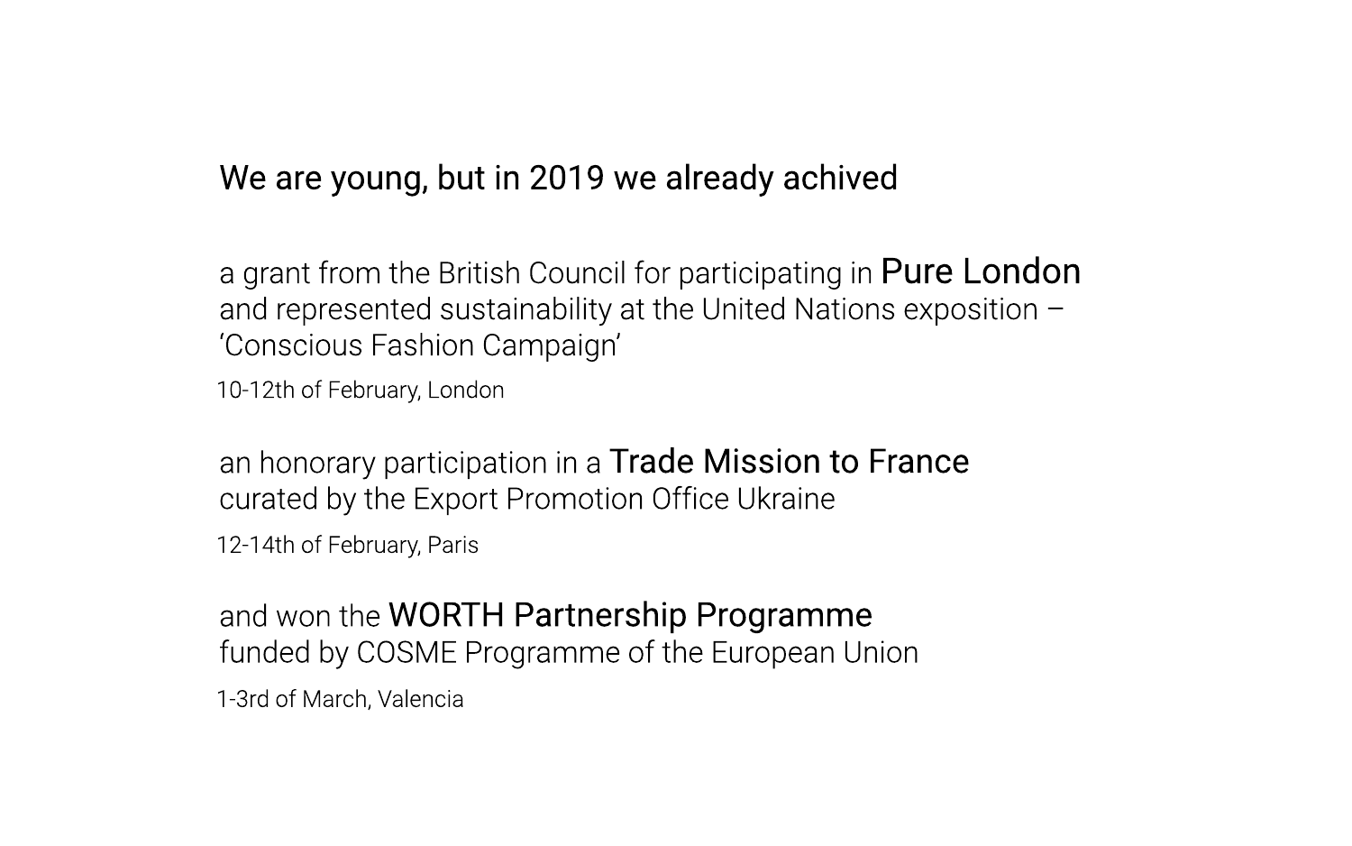We are young, but in 2019 we already achived

a grant from the British Council for participating in **Pure London** and represented sustainability at the United Nations exposition – 'Conscious Fashion Campaign'

10-12th of February, London

an honorary participation in a **Trade Mission to France** curated by the Export Promotion Office Ukraine

12-14th of February, Paris

and won the **WORTH Partnership Programme** funded by COSME Programme of the European Union

1-3rd of March, Valencia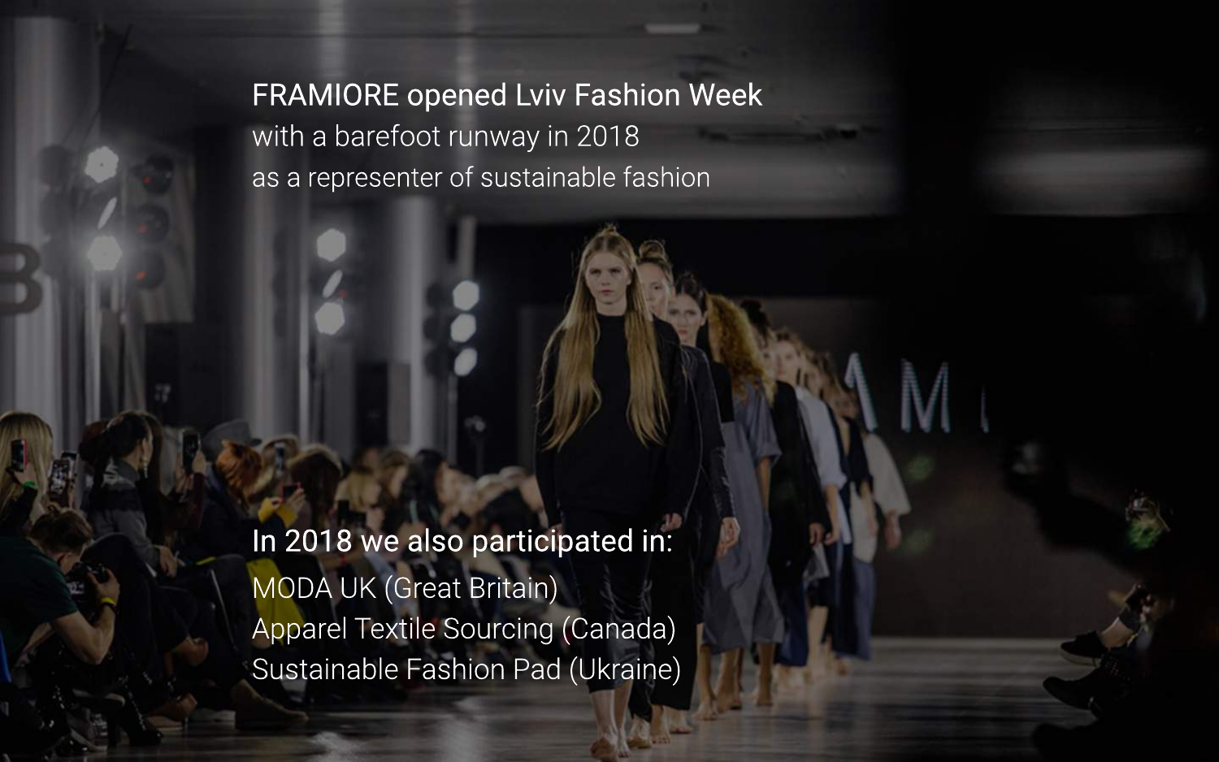FRAMIORE opened Lviv Fashion Week
with a barefoot runway in 2018
as a representer of sustainable fashion

In 2018 we also participated in:

MODA UK (Great Britain)
Apparel Textile Sourcing (Canada)
Sustainable Fashion Pad (Ukraine)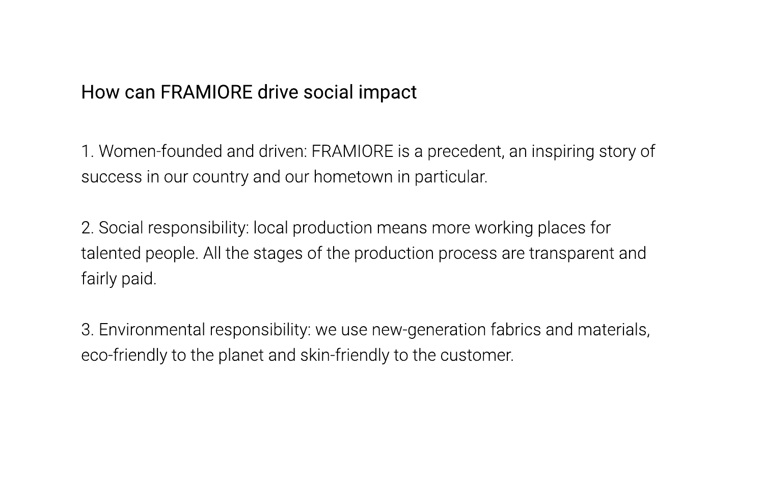## How can FRAMIORE drive social impact

1. Women-founded and driven: FRAMIORE is a precedent, an inspiring story of success in our country and our hometown in particular.

2. Social responsibility: local production means more working places for talented people. All the stages of the production process are transparent and fairly paid.

3. Environmental responsibility: we use new-generation fabrics and materials, eco-friendly to the planet and skin-friendly to the customer.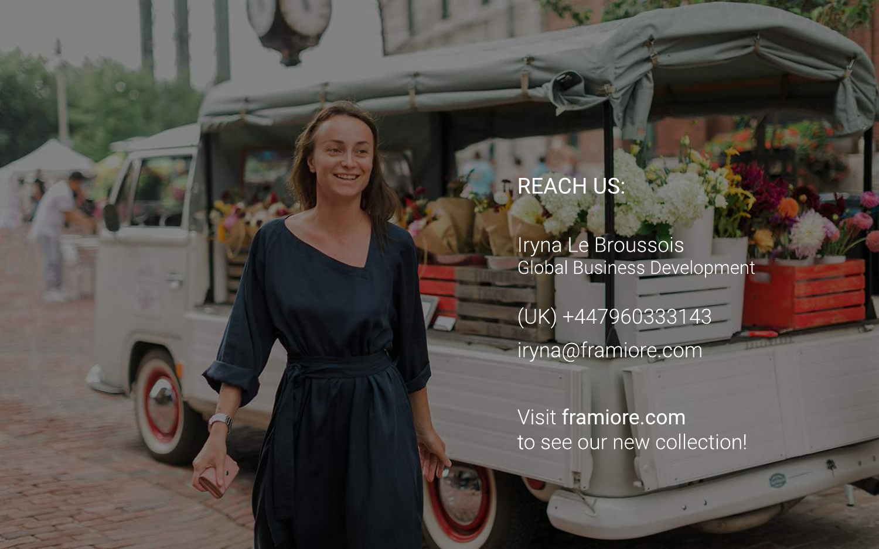REACH US:

Iryna Le Broussois
Global Business Development

(UK) +447960333143
iryna@framiore.com

Visit **framiore.com**
to see our new collection!